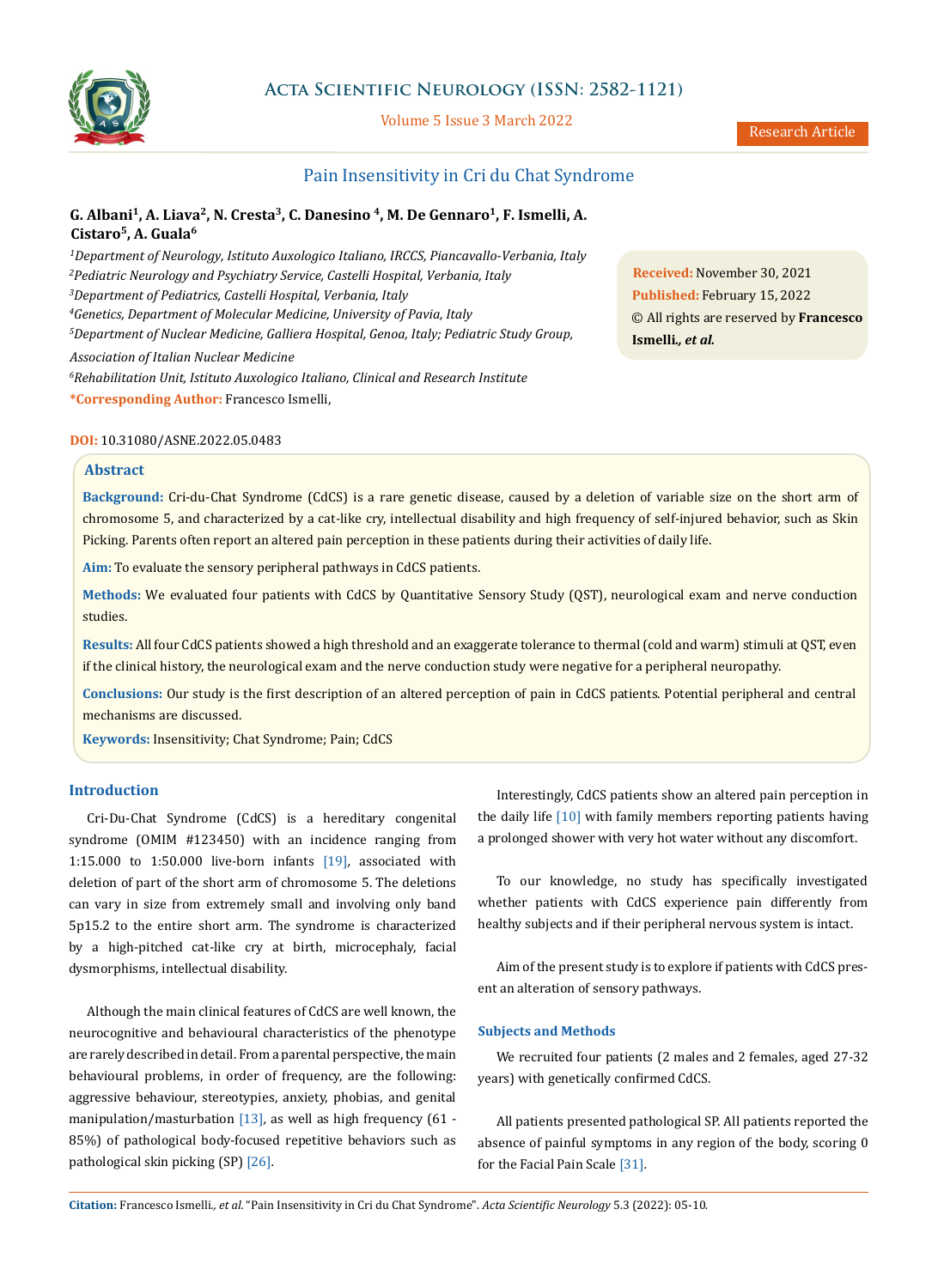# Pain Insensitivity in Cri du Chat Syndrome

**G. Albani[1], A. Liava[2], N. Cresta[3], C. Danesino [4], M. De Gennaro[1], F. Ismelli, A. Cistaro[5], A. Guala[6]**

*[1]Department of Neurology, Istituto Auxologico Italiano, IRCCS, Piancavallo-Verbania, Italy*
*[2]Pediatric Neurology and Psychiatry Service, Castelli Hospital, Verbania, Italy*
*[3]Department of Pediatrics, Castelli Hospital, Verbania, Italy*
*[4]Genetics, Department of Molecular Medicine, University of Pavia, Italy*
*[5]Department of Nuclear Medicine, Galliera Hospital, Genoa, Italy; Pediatric Study Group, Association of Italian Nuclear Medicine*
*[6]Rehabilitation Unit, Istituto Auxologico Italiano, Clinical and Research Institute*

**\*Corresponding Author:** Francesco Ismelli,

**Received:** November 30, 2021
**Published:** February 15, 2022
© All rights are reserved by **Francesco Ismelli*., et al.***

**DOI:** 10.31080/ASNE.2022.05.0483

## Abstract

**Background:** Cri-du-Chat Syndrome (CdCS) is a rare genetic disease, caused by a deletion of variable size on the short arm of chromosome 5, and characterized by a cat-like cry, intellectual disability and high frequency of self-injured behavior, such as Skin Picking. Parents often report an altered pain perception in these patients during their activities of daily life.

**Aim:** To evaluate the sensory peripheral pathways in CdCS patients.

**Methods:** We evaluated four patients with CdCS by Quantitative Sensory Study (QST), neurological exam and nerve conduction studies.

**Results:** All four CdCS patients showed a high threshold and an exaggerate tolerance to thermal (cold and warm) stimuli at QST, even if the clinical history, the neurological exam and the nerve conduction study were negative for a peripheral neuropathy.

**Conclusions:** Our study is the first description of an altered perception of pain in CdCS patients. Potential peripheral and central mechanisms are discussed.

**Keywords:** Insensitivity; Chat Syndrome; Pain; CdCS

## Introduction

Cri-Du-Chat Syndrome (CdCS) is a hereditary congenital syndrome (OMIM #123450) with an incidence ranging from 1:15.000 to 1:50.000 live-born infants [19], associated with deletion of part of the short arm of chromosome 5. The deletions can vary in size from extremely small and involving only band 5p15.2 to the entire short arm. The syndrome is characterized by a high-pitched cat-like cry at birth, microcephaly, facial dysmorphisms, intellectual disability.

Although the main clinical features of CdCS are well known, the neurocognitive and behavioural characteristics of the phenotype are rarely described in detail. From a parental perspective, the main behavioural problems, in order of frequency, are the following: aggressive behaviour, stereotypies, anxiety, phobias, and genital manipulation/masturbation [13], as well as high frequency (61 - 85%) of pathological body-focused repetitive behaviors such as pathological skin picking (SP) [26].

Interestingly, CdCS patients show an altered pain perception in the daily life [10] with family members reporting patients having a prolonged shower with very hot water without any discomfort.

To our knowledge, no study has specifically investigated whether patients with CdCS experience pain differently from healthy subjects and if their peripheral nervous system is intact.

Aim of the present study is to explore if patients with CdCS present an alteration of sensory pathways.

## Subjects and Methods

We recruited four patients (2 males and 2 females, aged 27-32 years) with genetically confirmed CdCS.

All patients presented pathological SP. All patients reported the absence of painful symptoms in any region of the body, scoring 0 for the Facial Pain Scale [31].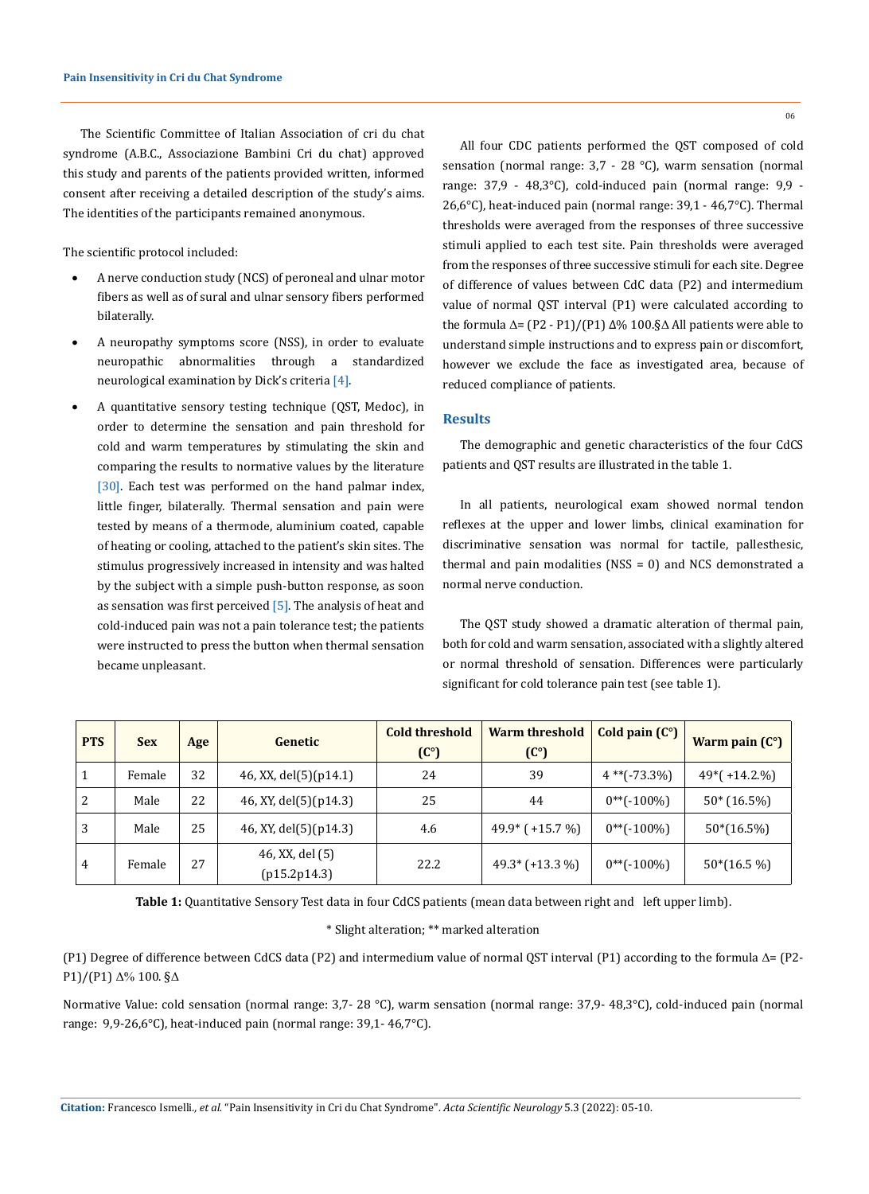The Scientific Committee of Italian Association of cri du chat syndrome (A.B.C., Associazione Bambini Cri du chat) approved this study and parents of the patients provided written, informed consent after receiving a detailed description of the study's aims. The identities of the participants remained anonymous.

The scientific protocol included:

- A nerve conduction study (NCS) of peroneal and ulnar motor fibers as well as of sural and ulnar sensory fibers performed bilaterally.
- A neuropathy symptoms score (NSS), in order to evaluate neuropathic abnormalities through a standardized neurological examination by Dick's criteria [4].
- A quantitative sensory testing technique (QST, Medoc), in order to determine the sensation and pain threshold for cold and warm temperatures by stimulating the skin and comparing the results to normative values by the literature [30]. Each test was performed on the hand palmar index, little finger, bilaterally. Thermal sensation and pain were tested by means of a thermode, aluminium coated, capable of heating or cooling, attached to the patient's skin sites. The stimulus progressively increased in intensity and was halted by the subject with a simple push-button response, as soon as sensation was first perceived [5]. The analysis of heat and cold-induced pain was not a pain tolerance test; the patients were instructed to press the button when thermal sensation became unpleasant.

All four CDC patients performed the QST composed of cold sensation (normal range: 3,7 - 28 °C), warm sensation (normal range: 37,9 - 48,3°C), cold-induced pain (normal range: 9,9 - 26,6°C), heat-induced pain (normal range: 39,1 - 46,7°C). Thermal thresholds were averaged from the responses of three successive stimuli applied to each test site. Pain thresholds were averaged from the responses of three successive stimuli for each site. Degree of difference of values between CdC data (P2) and intermedium value of normal QST interval (P1) were calculated according to the formula Δ= (P2 - P1)/(P1) Δ% 100.§Δ All patients were able to understand simple instructions and to express pain or discomfort, however we exclude the face as investigated area, because of reduced compliance of patients.

## Results

The demographic and genetic characteristics of the four CdCS patients and QST results are illustrated in the table 1.

In all patients, neurological exam showed normal tendon reflexes at the upper and lower limbs, clinical examination for discriminative sensation was normal for tactile, pallesthesic, thermal and pain modalities (NSS = 0) and NCS demonstrated a normal nerve conduction.

The QST study showed a dramatic alteration of thermal pain, both for cold and warm sensation, associated with a slightly altered or normal threshold of sensation. Differences were particularly significant for cold tolerance pain test (see table 1).

| PTS | Sex | Age | Genetic | Cold threshold (C°) | Warm threshold (C°) | Cold pain (C°) | Warm pain (C°) |
|---|---|---|---|---|---|---|---|
| 1 | Female | 32 | 46, XX, del(5)(p14.1) | 24 | 39 | 4 **(-73.3%) | 49*( +14.2.%) |
| 2 | Male | 22 | 46, XY, del(5)(p14.3) | 25 | 44 | 0**(-100%) | 50* (16.5%) |
| 3 | Male | 25 | 46, XY, del(5)(p14.3) | 4.6 | 49.9* ( +15.7 %) | 0**(-100%) | 50*(16.5%) |
| 4 | Female | 27 | 46, XX, del (5) (p15.2p14.3) | 22.2 | 49.3* (+13.3 %) | 0**(-100%) | 50*(16.5 %) |

**Table 1:** Quantitative Sensory Test data in four CdCS patients (mean data between right and left upper limb).

* Slight alteration; ** marked alteration

(P1) Degree of difference between CdCS data (P2) and intermedium value of normal QST interval (P1) according to the formula Δ= (P2-P1)/(P1) Δ% 100. §Δ

Normative Value: cold sensation (normal range: 3,7- 28 °C), warm sensation (normal range: 37,9- 48,3°C), cold-induced pain (normal range: 9,9-26,6°C), heat-induced pain (normal range: 39,1- 46,7°C).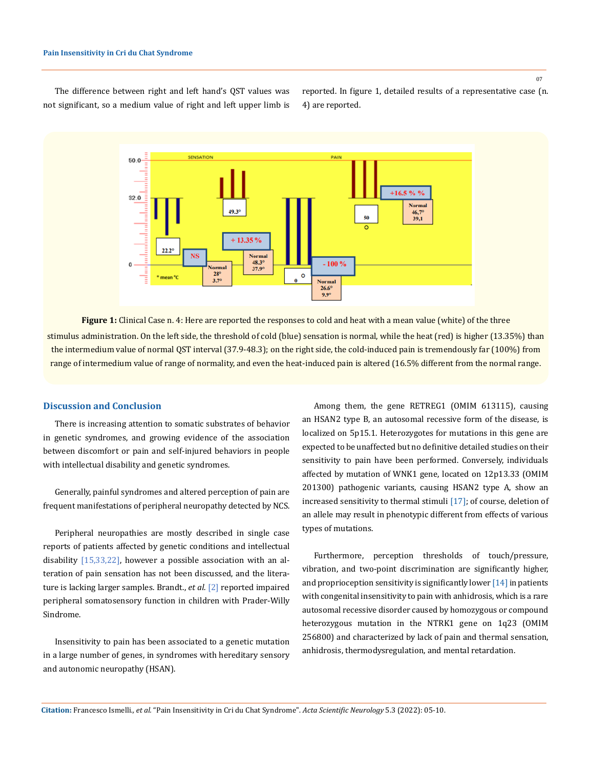The difference between right and left hand's QST values was not significant, so a medium value of right and left upper limb is reported. In figure 1, detailed results of a representative case (n. 4) are reported.

**Figure 1:** Clinical Case n. 4: Here are reported the responses to cold and heat with a mean value (white) of the three stimulus administration. On the left side, the threshold of cold (blue) sensation is normal, while the heat (red) is higher (13.35%) than the intermedium value of normal QST interval (37.9-48.3); on the right side, the cold-induced pain is tremendously far (100%) from range of intermedium value of range of normality, and even the heat-induced pain is altered (16.5% different from the normal range.

## Discussion and Conclusion

There is increasing attention to somatic substrates of behavior in genetic syndromes, and growing evidence of the association between discomfort or pain and self-injured behaviors in people with intellectual disability and genetic syndromes.

Generally, painful syndromes and altered perception of pain are frequent manifestations of peripheral neuropathy detected by NCS.

Peripheral neuropathies are mostly described in single case reports of patients affected by genetic conditions and intellectual disability [15,33,22], however a possible association with an alteration of pain sensation has not been discussed, and the literature is lacking larger samples. Brandt., *et al.* [2] reported impaired peripheral somatosensory function in children with Prader-Willy Sindrome.

Insensitivity to pain has been associated to a genetic mutation in a large number of genes, in syndromes with hereditary sensory and autonomic neuropathy (HSAN).

Among them, the gene RETREG1 (OMIM 613115), causing an HSAN2 type B, an autosomal recessive form of the disease, is localized on 5p15.1. Heterozygotes for mutations in this gene are expected to be unaffected but no definitive detailed studies on their sensitivity to pain have been performed. Conversely, individuals affected by mutation of WNK1 gene, located on 12p13.33 (OMIM 201300) pathogenic variants, causing HSAN2 type A, show an increased sensitivity to thermal stimuli [17]; of course, deletion of an allele may result in phenotypic different from effects of various types of mutations.

Furthermore, perception thresholds of touch/pressure, vibration, and two-point discrimination are significantly higher, and proprioception sensitivity is significantly lower [14] in patients with congenital insensitivity to pain with anhidrosis, which is a rare autosomal recessive disorder caused by homozygous or compound heterozygous mutation in the NTRK1 gene on 1q23 (OMIM 256800) and characterized by lack of pain and thermal sensation, anhidrosis, thermodysregulation, and mental retardation.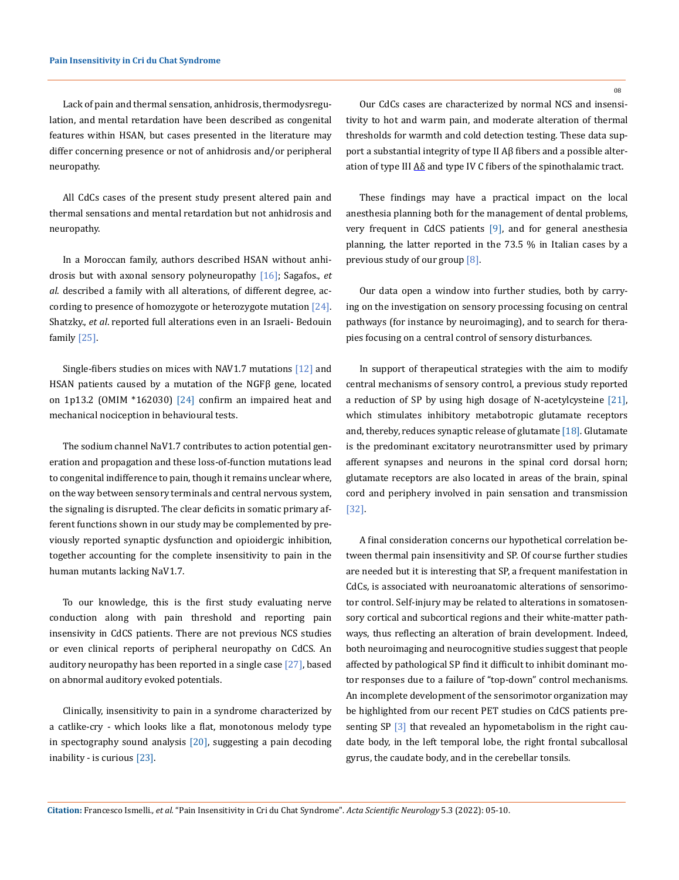Lack of pain and thermal sensation, anhidrosis, thermodysregulation, and mental retardation have been described as congenital features within HSAN, but cases presented in the literature may differ concerning presence or not of anhidrosis and/or peripheral neuropathy.

All CdCs cases of the present study present altered pain and thermal sensations and mental retardation but not anhidrosis and neuropathy.

In a Moroccan family, authors described HSAN without anhidrosis but with axonal sensory polyneuropathy [16]; Sagafos., *et al.* described a family with all alterations, of different degree, according to presence of homozygote or heterozygote mutation [24]. Shatzky., *et al.* reported full alterations even in an Israeli- Bedouin family [25].

Single-fibers studies on mices with NAV1.7 mutations [12] and HSAN patients caused by a mutation of the NGFβ gene, located on 1p13.2 (OMIM *162030) [24] confirm an impaired heat and mechanical nociception in behavioural tests.

The sodium channel NaV1.7 contributes to action potential generation and propagation and these loss-of-function mutations lead to congenital indifference to pain, though it remains unclear where, on the way between sensory terminals and central nervous system, the signaling is disrupted. The clear deficits in somatic primary afferent functions shown in our study may be complemented by previously reported synaptic dysfunction and opioidergic inhibition, together accounting for the complete insensitivity to pain in the human mutants lacking NaV1.7.

To our knowledge, this is the first study evaluating nerve conduction along with pain threshold and reporting pain insensitivity in CdCS patients. There are not previous NCS studies or even clinical reports of peripheral neuropathy on CdCS. An auditory neuropathy has been reported in a single case [27], based on abnormal auditory evoked potentials.

Clinically, insensitivity to pain in a syndrome characterized by a catlike-cry - which looks like a flat, monotonous melody type in spectography sound analysis [20], suggesting a pain decoding inability - is curious [23].

Our CdCs cases are characterized by normal NCS and insensitivity to hot and warm pain, and moderate alteration of thermal thresholds for warmth and cold detection testing. These data support a substantial integrity of type II Aβ fibers and a possible alteration of type III Aδ and type IV C fibers of the spinothalamic tract.

These findings may have a practical impact on the local anesthesia planning both for the management of dental problems, very frequent in CdCS patients [9], and for general anesthesia planning, the latter reported in the 73.5 % in Italian cases by a previous study of our group [8].

Our data open a window into further studies, both by carrying on the investigation on sensory processing focusing on central pathways (for instance by neuroimaging), and to search for therapies focusing on a central control of sensory disturbances.

In support of therapeutical strategies with the aim to modify central mechanisms of sensory control, a previous study reported a reduction of SP by using high dosage of N-acetylcysteine [21], which stimulates inhibitory metabotropic glutamate receptors and, thereby, reduces synaptic release of glutamate [18]. Glutamate is the predominant excitatory neurotransmitter used by primary afferent synapses and neurons in the spinal cord dorsal horn; glutamate receptors are also located in areas of the brain, spinal cord and periphery involved in pain sensation and transmission [32].

A final consideration concerns our hypothetical correlation between thermal pain insensitivity and SP. Of course further studies are needed but it is interesting that SP, a frequent manifestation in CdCs, is associated with neuroanatomic alterations of sensorimotor control. Self-injury may be related to alterations in somatosensory cortical and subcortical regions and their white-matter pathways, thus reflecting an alteration of brain development. Indeed, both neuroimaging and neurocognitive studies suggest that people affected by pathological SP find it difficult to inhibit dominant motor responses due to a failure of "top-down" control mechanisms. An incomplete development of the sensorimotor organization may be highlighted from our recent PET studies on CdCS patients presenting SP [3] that revealed an hypometabolism in the right caudate body, in the left temporal lobe, the right frontal subcallosal gyrus, the caudate body, and in the cerebellar tonsils.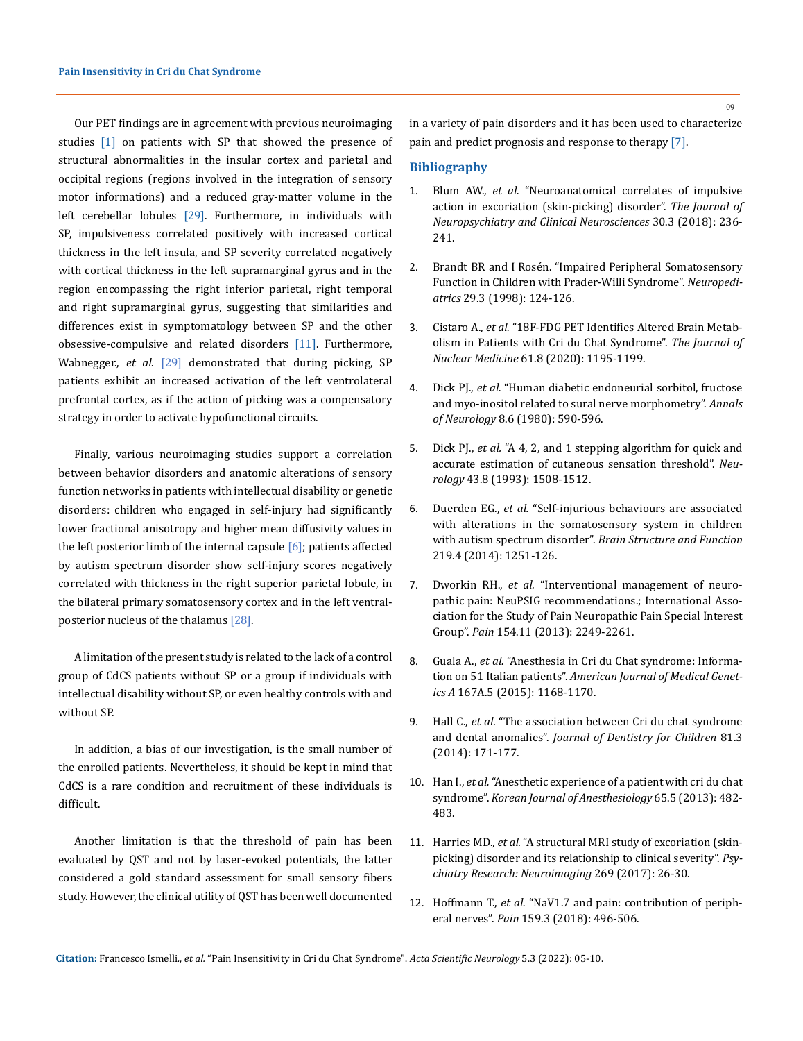Our PET findings are in agreement with previous neuroimaging studies [1] on patients with SP that showed the presence of structural abnormalities in the insular cortex and parietal and occipital regions (regions involved in the integration of sensory motor informations) and a reduced gray-matter volume in the left cerebellar lobules [29]. Furthermore, in individuals with SP, impulsiveness correlated positively with increased cortical thickness in the left insula, and SP severity correlated negatively with cortical thickness in the left supramarginal gyrus and in the region encompassing the right inferior parietal, right temporal and right supramarginal gyrus, suggesting that similarities and differences exist in symptomatology between SP and the other obsessive-compulsive and related disorders [11]. Furthermore, Wabnegger., *et al*. [29] demonstrated that during picking, SP patients exhibit an increased activation of the left ventrolateral prefrontal cortex, as if the action of picking was a compensatory strategy in order to activate hypofunctional circuits.

Finally, various neuroimaging studies support a correlation between behavior disorders and anatomic alterations of sensory function networks in patients with intellectual disability or genetic disorders: children who engaged in self-injury had significantly lower fractional anisotropy and higher mean diffusivity values in the left posterior limb of the internal capsule [6]; patients affected by autism spectrum disorder show self-injury scores negatively correlated with thickness in the right superior parietal lobule, in the bilateral primary somatosensory cortex and in the left ventral-posterior nucleus of the thalamus [28].

A limitation of the present study is related to the lack of a control group of CdCS patients without SP or a group if individuals with intellectual disability without SP, or even healthy controls with and without SP.

In addition, a bias of our investigation, is the small number of the enrolled patients. Nevertheless, it should be kept in mind that CdCS is a rare condition and recruitment of these individuals is difficult.

Another limitation is that the threshold of pain has been evaluated by QST and not by laser-evoked potentials, the latter considered a gold standard assessment for small sensory fibers study. However, the clinical utility of QST has been well documented in a variety of pain disorders and it has been used to characterize pain and predict prognosis and response to therapy [7].

## Bibliography

1. Blum AW., *et al.* "Neuroanatomical correlates of impulsive action in excoriation (skin-picking) disorder". *The Journal of Neuropsychiatry and Clinical Neurosciences* 30.3 (2018): 236-241.
2. Brandt BR and I Rosén. "Impaired Peripheral Somatosensory Function in Children with Prader-Willi Syndrome". *Neuropediatrics* 29.3 (1998): 124-126.
3. Cistaro A., *et al.* "18F-FDG PET Identifies Altered Brain Metabolism in Patients with Cri du Chat Syndrome". *The Journal of Nuclear Medicine* 61.8 (2020): 1195-1199.
4. Dick PJ., *et al.* "Human diabetic endoneurial sorbitol, fructose and myo-inositol related to sural nerve morphometry". *Annals of Neurology* 8.6 (1980): 590-596.
5. Dick PJ., *et al.* "A 4, 2, and 1 stepping algorithm for quick and accurate estimation of cutaneous sensation threshold". *Neurology* 43.8 (1993): 1508-1512.
6. Duerden EG., *et al.* "Self-injurious behaviours are associated with alterations in the somatosensory system in children with autism spectrum disorder". *Brain Structure and Function* 219.4 (2014): 1251-126.
7. Dworkin RH., *et al.* "Interventional management of neuropathic pain: NeuPSIG recommendations.; International Association for the Study of Pain Neuropathic Pain Special Interest Group". *Pain* 154.11 (2013): 2249-2261.
8. Guala A., *et al.* "Anesthesia in Cri du Chat syndrome: Information on 51 Italian patients". *American Journal of Medical Genetics A* 167A.5 (2015): 1168-1170.
9. Hall C., *et al.* "The association between Cri du chat syndrome and dental anomalies". *Journal of Dentistry for Children* 81.3 (2014): 171-177.
10. Han I., *et al.* "Anesthetic experience of a patient with cri du chat syndrome". *Korean Journal of Anesthesiology* 65.5 (2013): 482-483.
11. Harries MD., *et al.* "A structural MRI study of excoriation (skin-picking) disorder and its relationship to clinical severity". *Psychiatry Research: Neuroimaging* 269 (2017): 26-30.
12. Hoffmann T., *et al.* "NaV1.7 and pain: contribution of peripheral nerves". *Pain* 159.3 (2018): 496-506.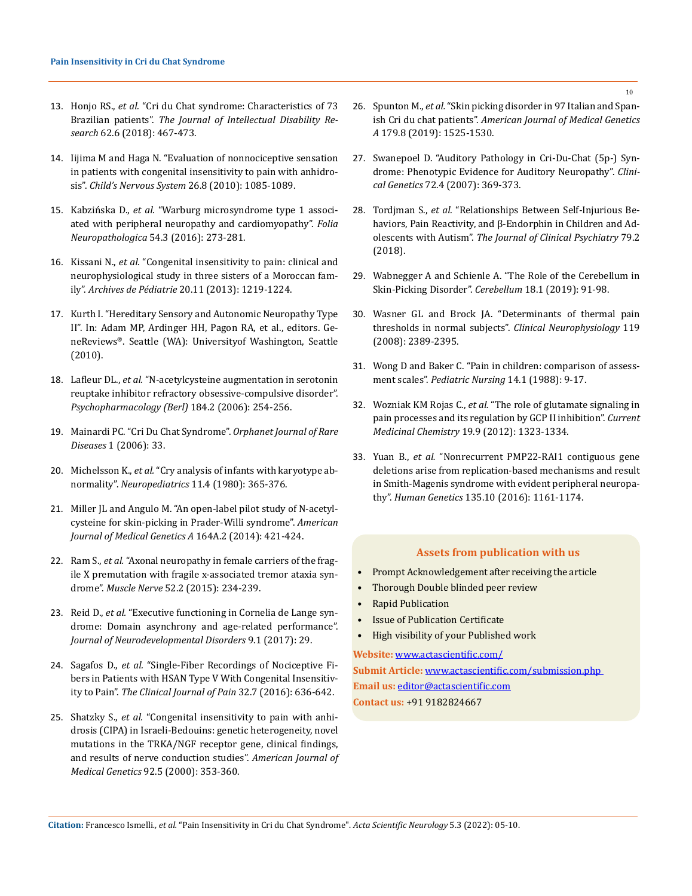13. Honjo RS., *et al.* "Cri du Chat syndrome: Characteristics of 73 Brazilian patients". *The Journal of Intellectual Disability Research* 62.6 (2018): 467-473.

14. Iijima M and Haga N. "Evaluation of nonnociceptive sensation in patients with congenital insensitivity to pain with anhidrosis". *Child's Nervous System* 26.8 (2010): 1085-1089.

15. Kabzińska D., *et al.* "Warburg microsyndrome type 1 associated with peripheral neuropathy and cardiomyopathy". *Folia Neuropathologica* 54.3 (2016): 273-281.

16. Kissani N., *et al.* "Congenital insensitivity to pain: clinical and neurophysiological study in three sisters of a Moroccan family". *Archives de Pédiatrie* 20.11 (2013): 1219-1224.

17. Kurth I. "Hereditary Sensory and Autonomic Neuropathy Type II". In: Adam MP, Ardinger HH, Pagon RA, et al., editors. GeneReviews®. Seattle (WA): Universityof Washington, Seattle (2010).

18. Lafleur DL., *et al.* "N-acetylcysteine augmentation in serotonin reuptake inhibitor refractory obsessive-compulsive disorder". *Psychopharmacology (Berl)* 184.2 (2006): 254-256.

19. Mainardi PC. "Cri Du Chat Syndrome". *Orphanet Journal of Rare Diseases* 1 (2006): 33.

20. Michelsson K., *et al.* "Cry analysis of infants with karyotype abnormality". *Neuropediatrics* 11.4 (1980): 365-376.

21. Miller JL and Angulo M. "An open-label pilot study of N-acetylcysteine for skin-picking in Prader-Willi syndrome". *American Journal of Medical Genetics A* 164A.2 (2014): 421-424.

22. Ram S., *et al.* "Axonal neuropathy in female carriers of the fragile X premutation with fragile x-associated tremor ataxia syndrome". *Muscle Nerve* 52.2 (2015): 234-239.

23. Reid D., *et al.* "Executive functioning in Cornelia de Lange syndrome: Domain asynchrony and age-related performance". *Journal of Neurodevelopmental Disorders* 9.1 (2017): 29.

24. Sagafos D., *et al.* "Single-Fiber Recordings of Nociceptive Fibers in Patients with HSAN Type V With Congenital Insensitivity to Pain". *The Clinical Journal of Pain* 32.7 (2016): 636-642.

25. Shatzky S., *et al.* "Congenital insensitivity to pain with anhidrosis (CIPA) in Israeli-Bedouins: genetic heterogeneity, novel mutations in the TRKA/NGF receptor gene, clinical findings, and results of nerve conduction studies". *American Journal of Medical Genetics* 92.5 (2000): 353-360.

26. Spunton M., *et al.* "Skin picking disorder in 97 Italian and Spanish Cri du chat patients". *American Journal of Medical Genetics A* 179.8 (2019): 1525-1530.

27. Swanepoel D. "Auditory Pathology in Cri-Du-Chat (5p-) Syndrome: Phenotypic Evidence for Auditory Neuropathy". *Clinical Genetics* 72.4 (2007): 369-373.

28. Tordjman S., *et al.* "Relationships Between Self-Injurious Behaviors, Pain Reactivity, and β-Endorphin in Children and Adolescents with Autism". *The Journal of Clinical Psychiatry* 79.2 (2018).

29. Wabnegger A and Schienle A. "The Role of the Cerebellum in Skin-Picking Disorder". *Cerebellum* 18.1 (2019): 91-98.

30. Wasner GL and Brock JA. "Determinants of thermal pain thresholds in normal subjects". *Clinical Neurophysiology* 119 (2008): 2389-2395.

31. Wong D and Baker C. "Pain in children: comparison of assessment scales". *Pediatric Nursing* 14.1 (1988): 9-17.

32. Wozniak KM Rojas C., *et al.* "The role of glutamate signaling in pain processes and its regulation by GCP II inhibition". *Current Medicinal Chemistry* 19.9 (2012): 1323-1334.

33. Yuan B., *et al.* "Nonrecurrent PMP22-RAI1 contiguous gene deletions arise from replication-based mechanisms and result in Smith-Magenis syndrome with evident peripheral neuropathy". *Human Genetics* 135.10 (2016): 1161-1174.

**Assets from publication with us**

- Prompt Acknowledgement after receiving the article
- Thorough Double blinded peer review
- Rapid Publication
- Issue of Publication Certificate
- High visibility of your Published work

**Website:** www.actascientific.com/

**Submit Article:** www.actascientific.com/submission.php

**Email us:** editor@actascientific.com

**Contact us:** +91 9182824667